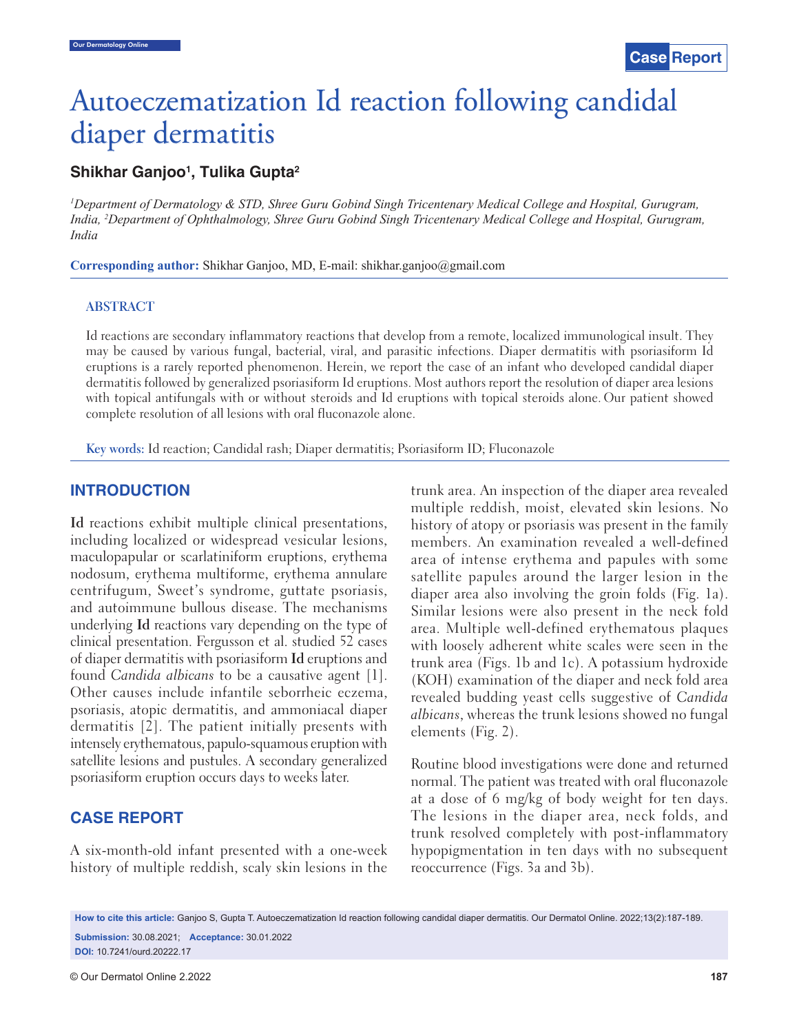# Autoeczematization Id reaction following candidal diaper dermatitis

**Shikhar Ganjoo[1], Tulika Gupta[2]**

*[1]Department of Dermatology & STD, Shree Guru Gobind Singh Tricentenary Medical College and Hospital, Gurugram, India, [2]Department of Ophthalmology, Shree Guru Gobind Singh Tricentenary Medical College and Hospital, Gurugram, India*

**Corresponding author:** Shikhar Ganjoo, MD, E-mail: shikhar.ganjoo@gmail.com

## ABSTRACT

Id reactions are secondary inflammatory reactions that develop from a remote, localized immunological insult. They may be caused by various fungal, bacterial, viral, and parasitic infections. Diaper dermatitis with psoriasiform Id eruptions is a rarely reported phenomenon. Herein, we report the case of an infant who developed candidal diaper dermatitis followed by generalized psoriasiform Id eruptions. Most authors report the resolution of diaper area lesions with topical antifungals with or without steroids and Id eruptions with topical steroids alone. Our patient showed complete resolution of all lesions with oral fluconazole alone.

**Key words:** Id reaction; Candidal rash; Diaper dermatitis; Psoriasiform ID; Fluconazole

## INTRODUCTION

**Id** reactions exhibit multiple clinical presentations, including localized or widespread vesicular lesions, maculopapular or scarlatiniform eruptions, erythema nodosum, erythema multiforme, erythema annulare centrifugum, Sweet's syndrome, guttate psoriasis, and autoimmune bullous disease. The mechanisms underlying **Id** reactions vary depending on the type of clinical presentation. Fergusson et al. studied 52 cases of diaper dermatitis with psoriasiform **Id** eruptions and found *Candida albicans* to be a causative agent [1]. Other causes include infantile seborrheic eczema, psoriasis, atopic dermatitis, and ammoniacal diaper dermatitis [2]. The patient initially presents with intensely erythematous, papulo-squamous eruption with satellite lesions and pustules. A secondary generalized psoriasiform eruption occurs days to weeks later.

## CASE REPORT

A six-month-old infant presented with a one-week history of multiple reddish, scaly skin lesions in the trunk area. An inspection of the diaper area revealed multiple reddish, moist, elevated skin lesions. No history of atopy or psoriasis was present in the family members. An examination revealed a well-defined area of intense erythema and papules with some satellite papules around the larger lesion in the diaper area also involving the groin folds (Fig. 1a). Similar lesions were also present in the neck fold area. Multiple well-defined erythematous plaques with loosely adherent white scales were seen in the trunk area (Figs. 1b and 1c). A potassium hydroxide (KOH) examination of the diaper and neck fold area revealed budding yeast cells suggestive of *Candida albicans*, whereas the trunk lesions showed no fungal elements (Fig. 2).

Routine blood investigations were done and returned normal. The patient was treated with oral fluconazole at a dose of 6 mg/kg of body weight for ten days. The lesions in the diaper area, neck folds, and trunk resolved completely with post-inflammatory hypopigmentation in ten days with no subsequent reoccurrence (Figs. 3a and 3b).

**How to cite this article:** Ganjoo S, Gupta T. Autoeczematization Id reaction following candidal diaper dermatitis. Our Dermatol Online. 2022;13(2):187-189.

**Submission:** 30.08.2021; **Acceptance:** 30.01.2022

**DOI:** 10.7241/ourd.20222.17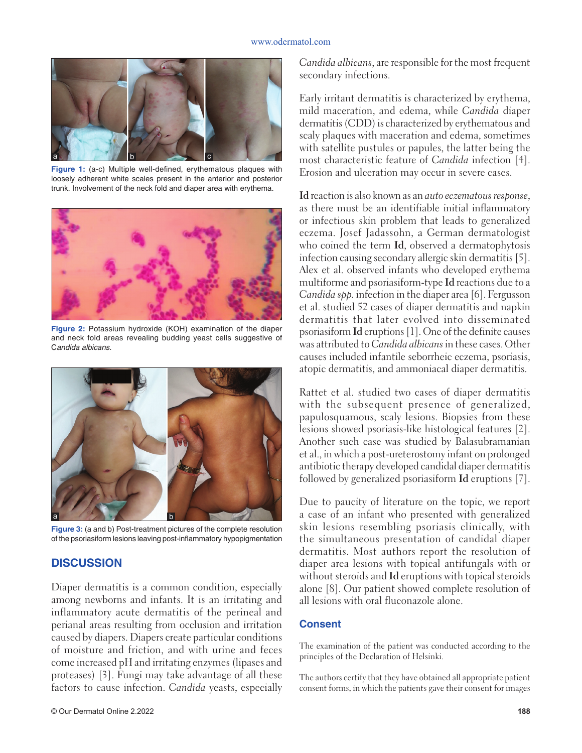Figure 1: (a-c) Multiple well-defined, erythematous plaques with loosely adherent white scales present in the anterior and posterior trunk. Involvement of the neck fold and diaper area with erythema.

Figure 2: Potassium hydroxide (KOH) examination of the diaper and neck fold areas revealing budding yeast cells suggestive of *Candida albicans*.

Figure 3: (a and b) Post-treatment pictures of the complete resolution of the psoriasiform lesions leaving post-inflammatory hypopigmentation

## DISCUSSION

Diaper dermatitis is a common condition, especially among newborns and infants. It is an irritating and inflammatory acute dermatitis of the perineal and perianal areas resulting from occlusion and irritation caused by diapers. Diapers create particular conditions of moisture and friction, and with urine and feces come increased pH and irritating enzymes (lipases and proteases) [3]. Fungi may take advantage of all these factors to cause infection. *Candida* yeasts, especially *Candida albicans*, are responsible for the most frequent secondary infections.

Early irritant dermatitis is characterized by erythema, mild maceration, and edema, while *Candida* diaper dermatitis (CDD) is characterized by erythematous and scaly plaques with maceration and edema, sometimes with satellite pustules or papules, the latter being the most characteristic feature of *Candida* infection [4]. Erosion and ulceration may occur in severe cases.

**Id** reaction is also known as an *auto eczematous response*, as there must be an identifiable initial inflammatory or infectious skin problem that leads to generalized eczema. Josef Jadassohn, a German dermatologist who coined the term **Id**, observed a dermatophytosis infection causing secondary allergic skin dermatitis [5]. Alex et al. observed infants who developed erythema multiforme and psoriasiform-type **Id** reactions due to a *Candida spp.* infection in the diaper area [6]. Fergusson et al. studied 52 cases of diaper dermatitis and napkin dermatitis that later evolved into disseminated psoriasiform **Id** eruptions [1]. One of the definite causes was attributed to *Candida albicans* in these cases. Other causes included infantile seborrheic eczema, psoriasis, atopic dermatitis, and ammoniacal diaper dermatitis.

Rattet et al. studied two cases of diaper dermatitis with the subsequent presence of generalized, papulosquamous, scaly lesions. Biopsies from these lesions showed psoriasis-like histological features [2]. Another such case was studied by Balasubramanian et al., in which a post-ureterostomy infant on prolonged antibiotic therapy developed candidal diaper dermatitis followed by generalized psoriasiform **Id** eruptions [7].

Due to paucity of literature on the topic, we report a case of an infant who presented with generalized skin lesions resembling psoriasis clinically, with the simultaneous presentation of candidal diaper dermatitis. Most authors report the resolution of diaper area lesions with topical antifungals with or without steroids and **Id** eruptions with topical steroids alone [8]. Our patient showed complete resolution of all lesions with oral fluconazole alone.

## Consent

The examination of the patient was conducted according to the principles of the Declaration of Helsinki.

The authors certify that they have obtained all appropriate patient consent forms, in which the patients gave their consent for images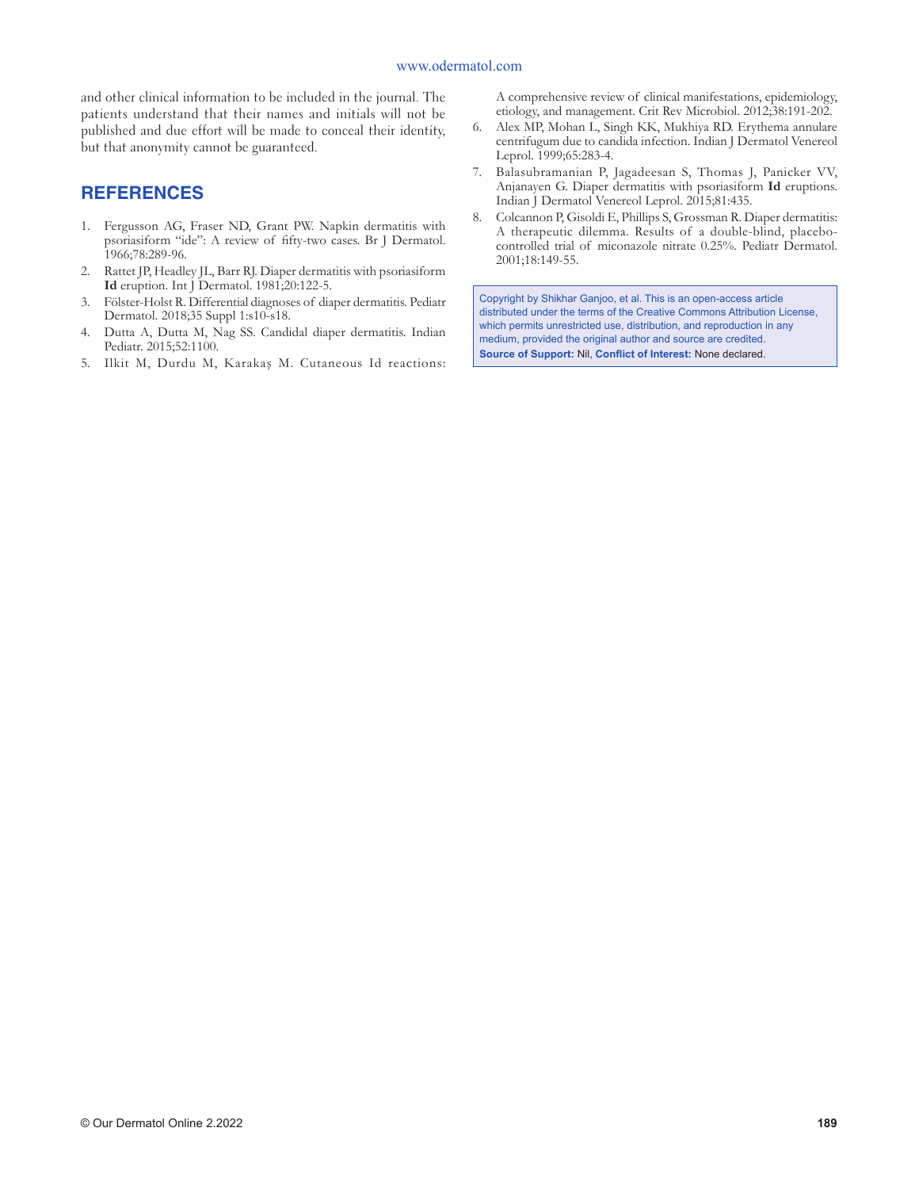and other clinical information to be included in the journal. The patients understand that their names and initials will not be published and due effort will be made to conceal their identity, but that anonymity cannot be guaranteed.

## REFERENCES

1. Fergusson AG, Fraser ND, Grant PW. Napkin dermatitis with psoriasiform "ide": A review of fifty-two cases. Br J Dermatol. 1966;78:289-96.
2. Rattet JP, Headley JL, Barr RJ. Diaper dermatitis with psoriasiform **Id** eruption. Int J Dermatol. 1981;20:122-5.
3. Fölster-Holst R. Differential diagnoses of diaper dermatitis. Pediatr Dermatol. 2018;35 Suppl 1:s10-s18.
4. Dutta A, Dutta M, Nag SS. Candidal diaper dermatitis. Indian Pediatr. 2015;52:1100.
5. Ilkit M, Durdu M, Karakaş M. Cutaneous Id reactions: A comprehensive review of clinical manifestations, epidemiology, etiology, and management. Crit Rev Microbiol. 2012;38:191-202.
6. Alex MP, Mohan L, Singh KK, Mukhiya RD. Erythema annulare centrifugum due to candida infection. Indian J Dermatol Venereol Leprol. 1999;65:283-4.
7. Balasubramanian P, Jagadeesan S, Thomas J, Panicker VV, Anjanayen G. Diaper dermatitis with psoriasiform **Id** eruptions. Indian J Dermatol Venereol Leprol. 2015;81:435.
8. Colcannon P, Gisoldi E, Phillips S, Grossman R. Diaper dermatitis: A therapeutic dilemma. Results of a double-blind, placebo-controlled trial of miconazole nitrate 0.25%. Pediatr Dermatol. 2001;18:149-55.

Copyright by Shikhar Ganjoo, et al. This is an open-access article distributed under the terms of the Creative Commons Attribution License, which permits unrestricted use, distribution, and reproduction in any medium, provided the original author and source are credited.
**Source of Support:** Nil, **Conflict of Interest:** None declared.